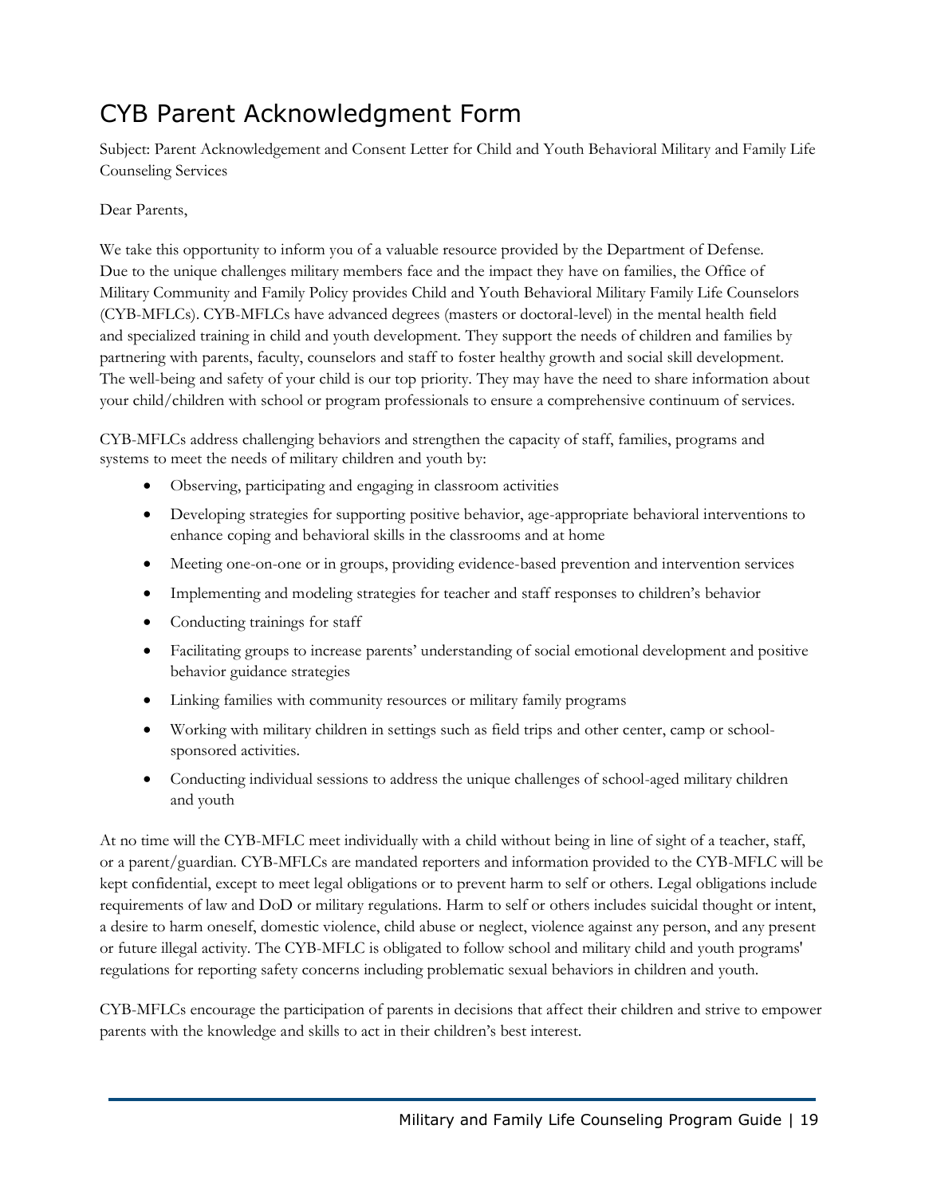# CYB Parent Acknowledgment Form

Subject: Parent Acknowledgement and Consent Letter for Child and Youth Behavioral Military and Family Life Counseling Services

Dear Parents,

We take this opportunity to inform you of a valuable resource provided by the Department of Defense. Due to the unique challenges military members face and the impact they have on families, the Office of Military Community and Family Policy provides Child and Youth Behavioral Military Family Life Counselors (CYB-MFLCs). CYB-MFLCs have advanced degrees (masters or doctoral-level) in the mental health field and specialized training in child and youth development. They support the needs of children and families by partnering with parents, faculty, counselors and staff to foster healthy growth and social skill development. The well-being and safety of your child is our top priority. They may have the need to share information about your child/children with school or program professionals to ensure a comprehensive continuum of services.

CYB-MFLCs address challenging behaviors and strengthen the capacity of staff, families, programs and systems to meet the needs of military children and youth by:

- Observing, participating and engaging in classroom activities
- Developing strategies for supporting positive behavior, age-appropriate behavioral interventions to enhance coping and behavioral skills in the classrooms and at home
- Meeting one-on-one or in groups, providing evidence-based prevention and intervention services
- Implementing and modeling strategies for teacher and staff responses to children's behavior
- Conducting trainings for staff
- Facilitating groups to increase parents' understanding of social emotional development and positive behavior guidance strategies
- Linking families with community resources or military family programs
- Working with military children in settings such as field trips and other center, camp or school-sponsored activities.
- Conducting individual sessions to address the unique challenges of school-aged military children and youth

At no time will the CYB-MFLC meet individually with a child without being in line of sight of a teacher, staff, or a parent/guardian. CYB-MFLCs are mandated reporters and information provided to the CYB-MFLC will be kept confidential, except to meet legal obligations or to prevent harm to self or others. Legal obligations include requirements of law and DoD or military regulations. Harm to self or others includes suicidal thought or intent, a desire to harm oneself, domestic violence, child abuse or neglect, violence against any person, and any present or future illegal activity. The CYB-MFLC is obligated to follow school and military child and youth programs' regulations for reporting safety concerns including problematic sexual behaviors in children and youth.

CYB-MFLCs encourage the participation of parents in decisions that affect their children and strive to empower parents with the knowledge and skills to act in their children's best interest.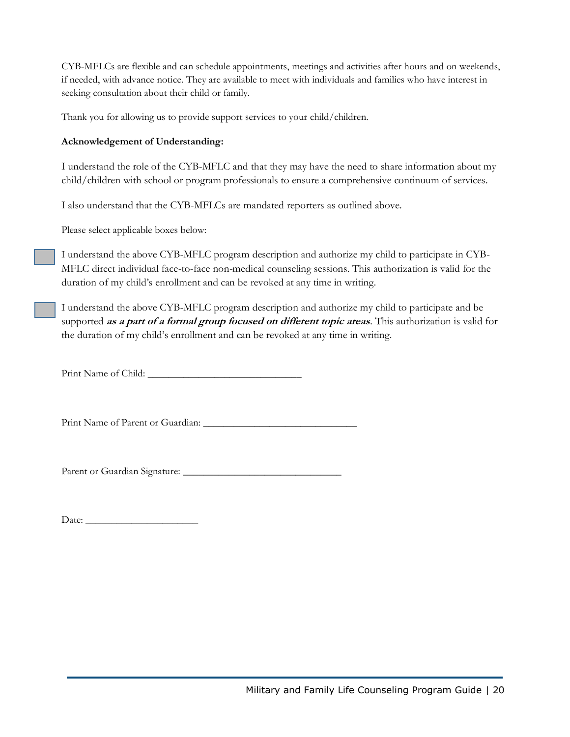CYB-MFLCs are flexible and can schedule appointments, meetings and activities after hours and on weekends, if needed, with advance notice. They are available to meet with individuals and families who have interest in seeking consultation about their child or family.

Thank you for allowing us to provide support services to your child/children.

**Acknowledgement of Understanding:**

I understand the role of the CYB-MFLC and that they may have the need to share information about my child/children with school or program professionals to ensure a comprehensive continuum of services.

I also understand that the CYB-MFLCs are mandated reporters as outlined above.

Please select applicable boxes below:

☐ I understand the above CYB-MFLC program description and authorize my child to participate in CYB-MFLC direct individual face-to-face non-medical counseling sessions. This authorization is valid for the duration of my child's enrollment and can be revoked at any time in writing.

☐ I understand the above CYB-MFLC program description and authorize my child to participate and be supported ***as a part of a formal group focused on different topic areas***. This authorization is valid for the duration of my child's enrollment and can be revoked at any time in writing.

Print Name of Child: ______________________________

Print Name of Parent or Guardian: ______________________________

Parent or Guardian Signature: ______________________________

Date: ______________________